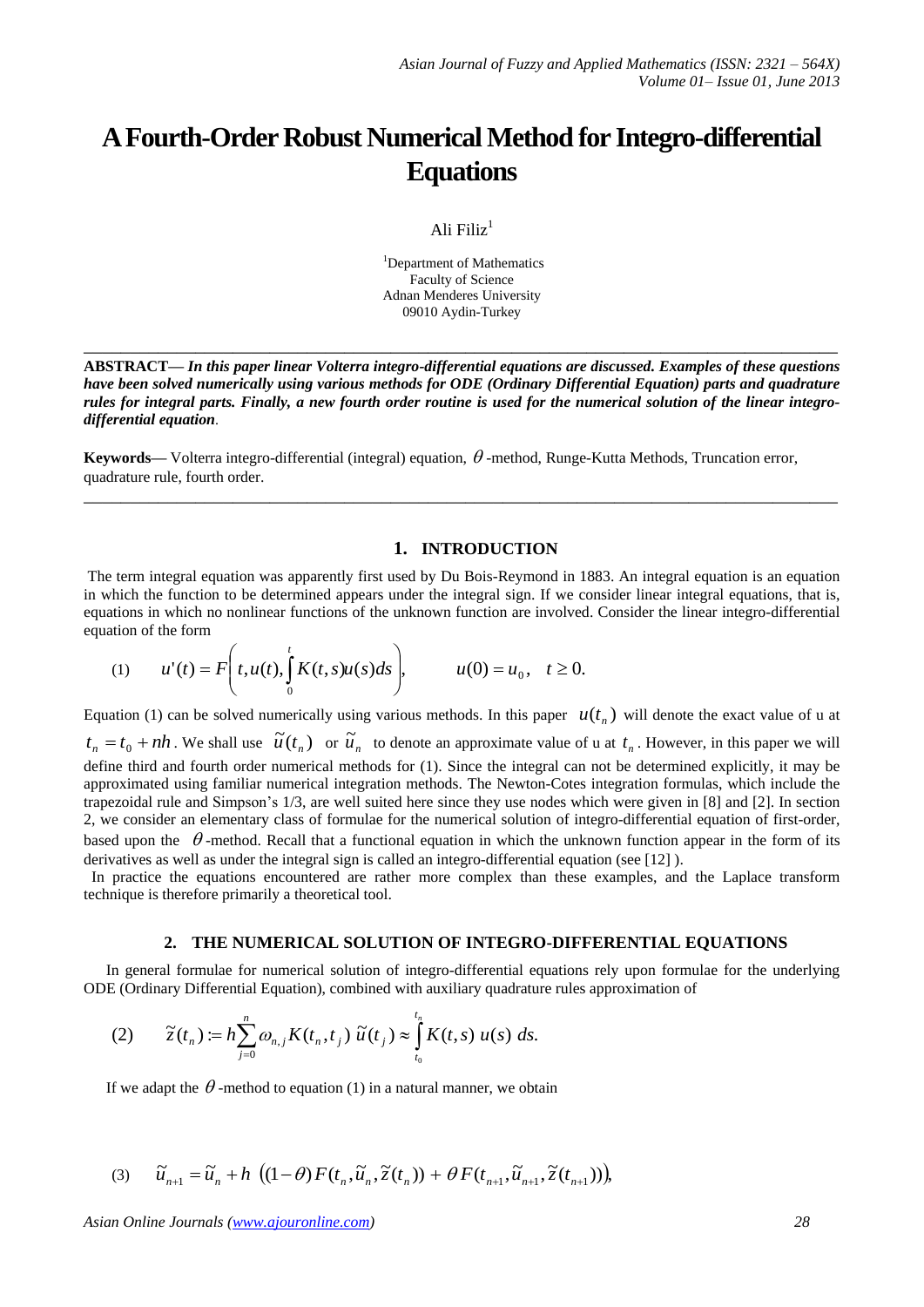# A Fourth-Order Robust Numerical Method for Integro-differential Equations

Ali Filiz[1]

[1]Department of Mathematics
Faculty of Science
Adnan Menderes University
09010 Aydin-Turkey

---

**ABSTRACT—** ***In this paper linear Volterra integro-differential equations are discussed. Examples of these questions have been solved numerically using various methods for ODE (Ordinary Differential Equation) parts and quadrature rules for integral parts. Finally, a new fourth order routine is used for the numerical solution of the linear integro-differential equation.***

**Keywords—** Volterra integro-differential (integral) equation, $\theta$-method, Runge-Kutta Methods, Truncation error, quadrature rule, fourth order.

---

## 1. INTRODUCTION

The term integral equation was apparently first used by Du Bois-Reymond in 1883. An integral equation is an equation in which the function to be determined appears under the integral sign. If we consider linear integral equations, that is, equations in which no nonlinear functions of the unknown function are involved. Consider the linear integro-differential equation of the form

$$(1) \qquad u'(t) = F\left(t, u(t), \int_0^t K(t,s)u(s)ds\right), \qquad u(0) = u_0, \quad t \geq 0.$$

Equation (1) can be solved numerically using various methods. In this paper $u(t_n)$ will denote the exact value of u at $t_n = t_0 + nh$. We shall use $\tilde{u}(t_n)$ or $\tilde{u}_n$ to denote an approximate value of u at $t_n$. However, in this paper we will define third and fourth order numerical methods for (1). Since the integral can not be determined explicitly, it may be approximated using familiar numerical integration methods. The Newton-Cotes integration formulas, which include the trapezoidal rule and Simpson's 1/3, are well suited here since they use nodes which were given in [8] and [2]. In section 2, we consider an elementary class of formulae for the numerical solution of integro-differential equation of first-order, based upon the $\theta$-method. Recall that a functional equation in which the unknown function appear in the form of its derivatives as well as under the integral sign is called an integro-differential equation (see [12] ).

In practice the equations encountered are rather more complex than these examples, and the Laplace transform technique is therefore primarily a theoretical tool.

## 2. THE NUMERICAL SOLUTION OF INTEGRO-DIFFERENTIAL EQUATIONS

In general formulae for numerical solution of integro-differential equations rely upon formulae for the underlying ODE (Ordinary Differential Equation), combined with auxiliary quadrature rules approximation of

$$(2) \qquad \tilde{z}(t_n) := h\sum_{j=0}^{n} \omega_{n,j} K(t_n, t_j)\, \tilde{u}(t_j) \approx \int_{t_0}^{t_n} K(t,s)\, u(s)\, ds.$$

If we adapt the $\theta$-method to equation (1) in a natural manner, we obtain

$$(3) \qquad \tilde{u}_{n+1} = \tilde{u}_n + h\ \left((1-\theta)F(t_n, \tilde{u}_n, \tilde{z}(t_n)) + \theta F(t_{n+1}, \tilde{u}_{n+1}, \tilde{z}(t_{n+1}))\right),$$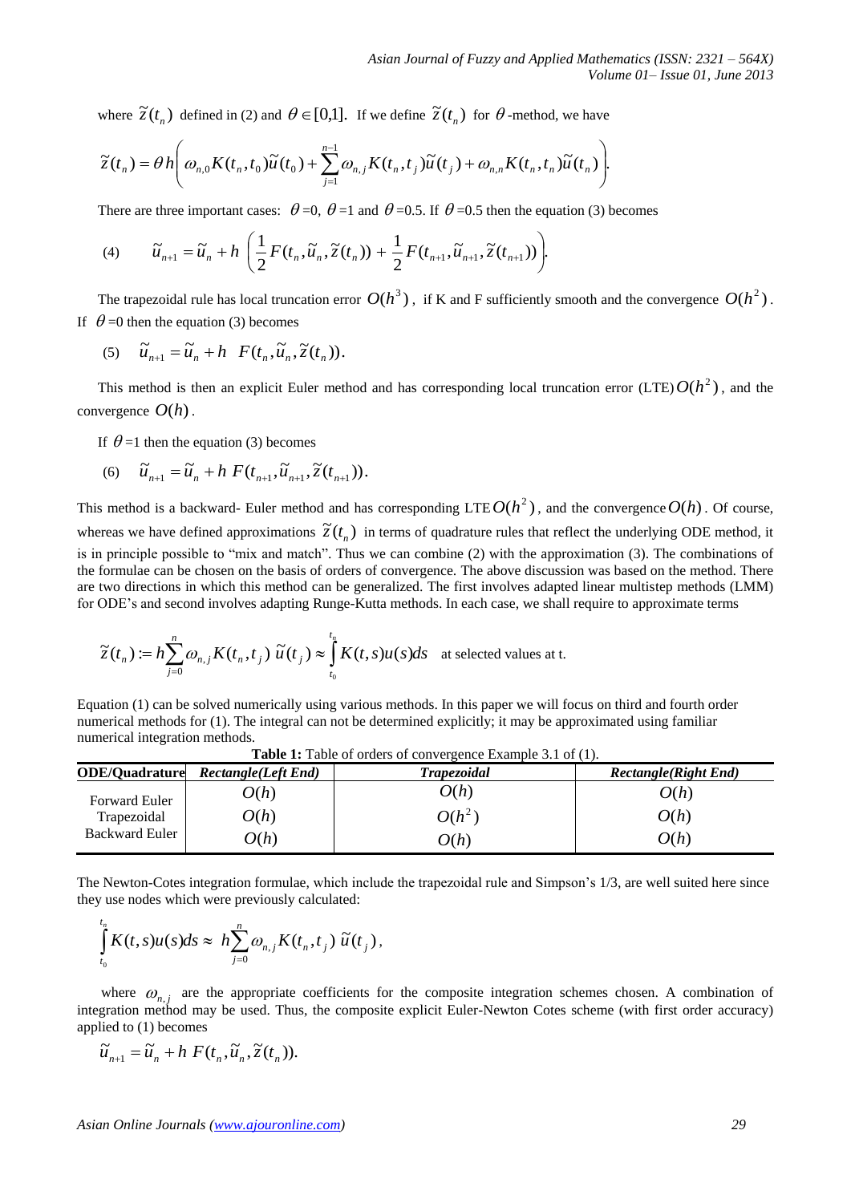where $\tilde{z}(t_n)$ defined in (2) and $\theta \in [0,1]$. If we define $\tilde{z}(t_n)$ for $\theta$-method, we have

$$\tilde{z}(t_n) = \theta h \left( \omega_{n,0} K(t_n, t_0)\tilde{u}(t_0) + \sum_{j=1}^{n-1} \omega_{n,j} K(t_n, t_j)\tilde{u}(t_j) + \omega_{n,n} K(t_n, t_n)\tilde{u}(t_n) \right).$$

There are three important cases: $\theta$=0, $\theta$=1 and $\theta$=0.5. If $\theta$=0.5 then the equation (3) becomes

$$(4) \qquad \tilde{u}_{n+1} = \tilde{u}_n + h \left( \frac{1}{2} F(t_n, \tilde{u}_n, \tilde{z}(t_n)) + \frac{1}{2} F(t_{n+1}, \tilde{u}_{n+1}, \tilde{z}(t_{n+1})) \right).$$

The trapezoidal rule has local truncation error $O(h^3)$, if K and F sufficiently smooth and the convergence $O(h^2)$. If $\theta$=0 then the equation (3) becomes

$$(5) \quad \tilde{u}_{n+1} = \tilde{u}_n + h \;\; F(t_n, \tilde{u}_n, \tilde{z}(t_n)).$$

This method is then an explicit Euler method and has corresponding local truncation error (LTE) $O(h^2)$, and the convergence $O(h)$.

If $\theta$=1 then the equation (3) becomes

$$(6) \quad \tilde{u}_{n+1} = \tilde{u}_n + h \; F(t_{n+1}, \tilde{u}_{n+1}, \tilde{z}(t_{n+1})).$$

This method is a backward- Euler method and has corresponding LTE $O(h^2)$, and the convergence $O(h)$. Of course, whereas we have defined approximations $\tilde{z}(t_n)$ in terms of quadrature rules that reflect the underlying ODE method, it is in principle possible to "mix and match". Thus we can combine (2) with the approximation (3). The combinations of the formulae can be chosen on the basis of orders of convergence. The above discussion was based on the method. There are two directions in which this method can be generalized. The first involves adapted linear multistep methods (LMM) for ODE's and second involves adapting Runge-Kutta methods. In each case, we shall require to approximate terms

$$\tilde{z}(t_n) := h \sum_{j=0}^{n} \omega_{n,j} K(t_n, t_j) \; \tilde{u}(t_j) \approx \int_{t_0}^{t_n} K(t,s)u(s)ds \quad \text{at selected values at t.}$$

Equation (1) can be solved numerically using various methods. In this paper we will focus on third and fourth order numerical methods for (1). The integral can not be determined explicitly; it may be approximated using familiar numerical integration methods.

**Table 1:** Table of orders of convergence Example 3.1 of (1).

| **ODE/Quadrature** | ***Rectangle(Left End)*** | ***Trapezoidal*** | ***Rectangle(Right End)*** |
|---|---|---|---|
| Forward Euler | $O(h)$ | $O(h)$ | $O(h)$ |
| Trapezoidal | $O(h)$ | $O(h^2)$ | $O(h)$ |
| Backward Euler | $O(h)$ | $O(h)$ | $O(h)$ |

The Newton-Cotes integration formulae, which include the trapezoidal rule and Simpson's 1/3, are well suited here since they use nodes which were previously calculated:

$$\int_{t_0}^{t_n} K(t,s)u(s)ds \approx \; h \sum_{j=0}^{n} \omega_{n,j} K(t_n, t_j) \; \tilde{u}(t_j),$$

where $\omega_{n,j}$ are the appropriate coefficients for the composite integration schemes chosen. A combination of integration method may be used. Thus, the composite explicit Euler-Newton Cotes scheme (with first order accuracy) applied to (1) becomes

$$\tilde{u}_{n+1} = \tilde{u}_n + h \; F(t_n, \tilde{u}_n, \tilde{z}(t_n)).$$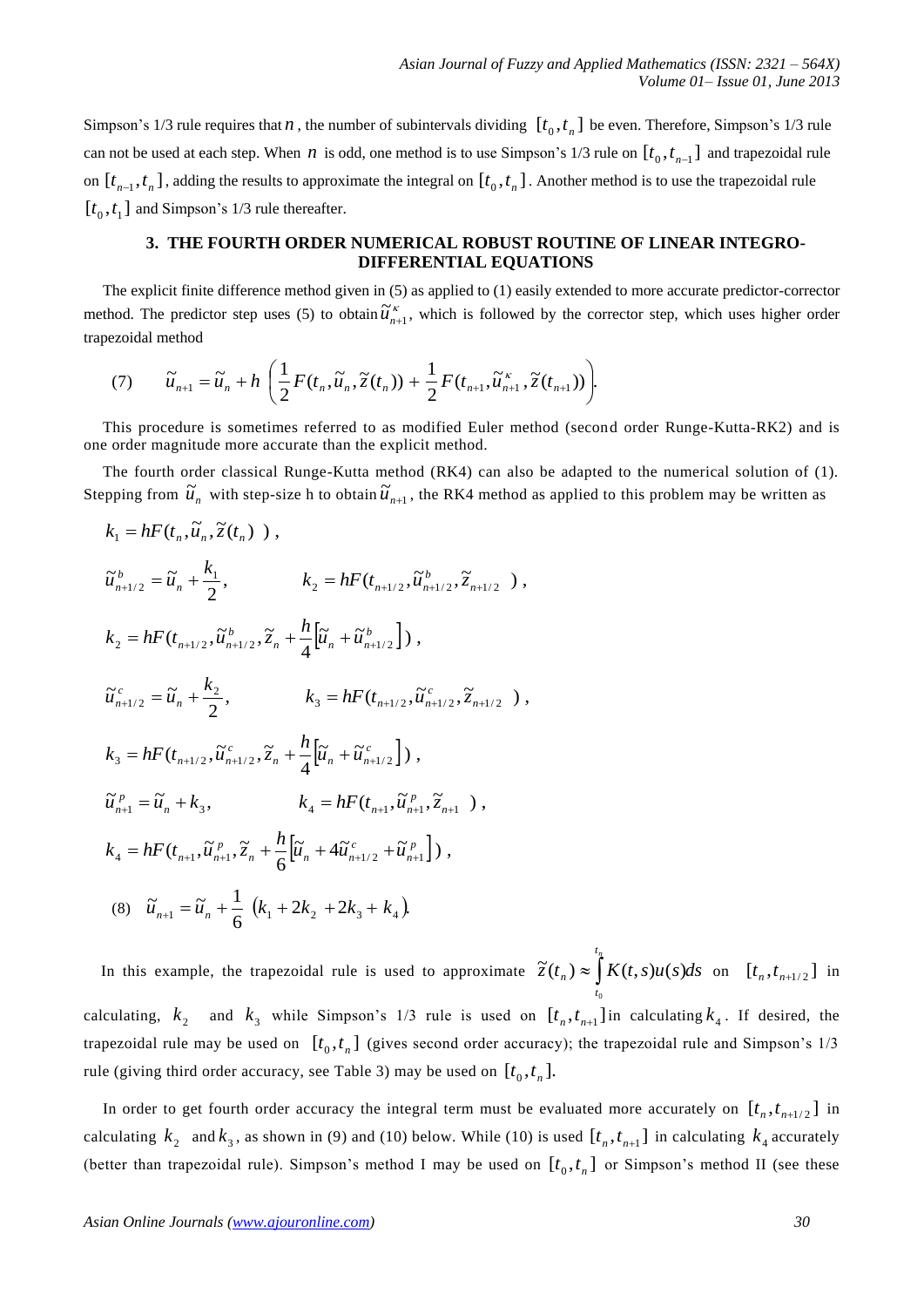Simpson's 1/3 rule requires that $n$, the number of subintervals dividing $[t_0, t_n]$ be even. Therefore, Simpson's 1/3 rule can not be used at each step. When $n$ is odd, one method is to use Simpson's 1/3 rule on $[t_0, t_{n-1}]$ and trapezoidal rule on $[t_{n-1}, t_n]$, adding the results to approximate the integral on $[t_0, t_n]$. Another method is to use the trapezoidal rule $[t_0, t_1]$ and Simpson's 1/3 rule thereafter.

## 3. THE FOURTH ORDER NUMERICAL ROBUST ROUTINE OF LINEAR INTEGRO-DIFFERENTIAL EQUATIONS

The explicit finite difference method given in (5) as applied to (1) easily extended to more accurate predictor-corrector method. The predictor step uses (5) to obtain $\tilde{u}^{\kappa}_{n+1}$, which is followed by the corrector step, which uses higher order trapezoidal method

$$(7) \qquad \tilde{u}_{n+1} = \tilde{u}_n + h\left(\frac{1}{2}F(t_n, \tilde{u}_n, \tilde{z}(t_n)) + \frac{1}{2}F(t_{n+1}, \tilde{u}^{\kappa}_{n+1}, \tilde{z}(t_{n+1}))\right).$$

This procedure is sometimes referred to as modified Euler method (second order Runge-Kutta-RK2) and is one order magnitude more accurate than the explicit method.

The fourth order classical Runge-Kutta method (RK4) can also be adapted to the numerical solution of (1). Stepping from $\tilde{u}_n$ with step-size h to obtain $\tilde{u}_{n+1}$, the RK4 method as applied to this problem may be written as

$$k_1 = hF(t_n, \tilde{u}_n, \tilde{z}(t_n)\ ),$$

$$\tilde{u}^{b}_{n+1/2} = \tilde{u}_n + \frac{k_1}{2}, \qquad k_2 = hF(t_{n+1/2}, \tilde{u}^{b}_{n+1/2}, \tilde{z}_{n+1/2}\ ),$$

$$k_2 = hF(t_{n+1/2}, \tilde{u}^{b}_{n+1/2}, \tilde{z}_n + \frac{h}{4}\left[\tilde{u}_n + \tilde{u}^{b}_{n+1/2}\right]),$$

$$\tilde{u}^{c}_{n+1/2} = \tilde{u}_n + \frac{k_2}{2}, \qquad k_3 = hF(t_{n+1/2}, \tilde{u}^{c}_{n+1/2}, \tilde{z}_{n+1/2}\ ),$$

$$k_3 = hF(t_{n+1/2}, \tilde{u}^{c}_{n+1/2}, \tilde{z}_n + \frac{h}{4}\left[\tilde{u}_n + \tilde{u}^{c}_{n+1/2}\right]),$$

$$\tilde{u}^{p}_{n+1} = \tilde{u}_n + k_3, \qquad k_4 = hF(t_{n+1}, \tilde{u}^{p}_{n+1}, \tilde{z}_{n+1}\ ),$$

$$k_4 = hF(t_{n+1}, \tilde{u}^{p}_{n+1}, \tilde{z}_n + \frac{h}{6}\left[\tilde{u}_n + 4\tilde{u}^{c}_{n+1/2} + \tilde{u}^{p}_{n+1}\right]),$$

$$(8) \quad \tilde{u}_{n+1} = \tilde{u}_n + \frac{1}{6}\left(k_1 + 2k_2 + 2k_3 + k_4\right).$$

In this example, the trapezoidal rule is used to approximate $\tilde{z}(t_n) \approx \int_{t_0}^{t_n} K(t,s)u(s)ds$ on $[t_n, t_{n+1/2}]$ in calculating, $k_2$ and $k_3$ while Simpson's 1/3 rule is used on $[t_n, t_{n+1}]$ in calculating $k_4$. If desired, the trapezoidal rule may be used on $[t_0, t_n]$ (gives second order accuracy); the trapezoidal rule and Simpson's 1/3 rule (giving third order accuracy, see Table 3) may be used on $[t_0, t_n]$.

In order to get fourth order accuracy the integral term must be evaluated more accurately on $[t_n, t_{n+1/2}]$ in calculating $k_2$ and $k_3$, as shown in (9) and (10) below. While (10) is used $[t_n, t_{n+1}]$ in calculating $k_4$ accurately (better than trapezoidal rule). Simpson's method I may be used on $[t_0, t_n]$ or Simpson's method II (see these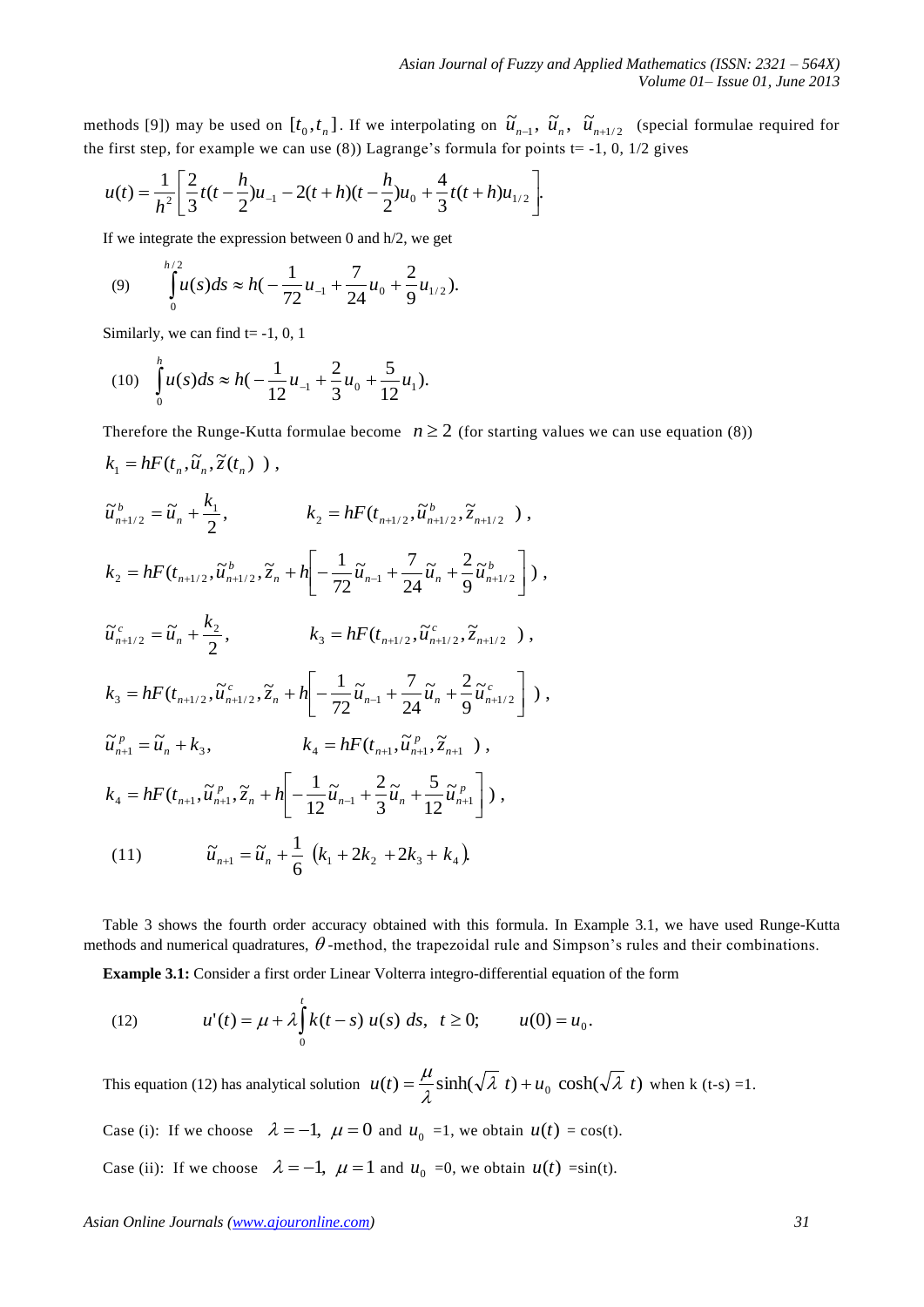methods [9]) may be used on $[t_0, t_n]$. If we interpolating on $\tilde{u}_{n-1}$, $\tilde{u}_n$, $\tilde{u}_{n+1/2}$ (special formulae required for the first step, for example we can use (8)) Lagrange's formula for points t= -1, 0, 1/2 gives

$$u(t) = \frac{1}{h^2}\left[\frac{2}{3}t(t-\frac{h}{2})u_{-1} - 2(t+h)(t-\frac{h}{2})u_0 + \frac{4}{3}t(t+h)u_{1/2}\right].$$

If we integrate the expression between 0 and h/2, we get

$$(9) \qquad \int_0^{h/2} u(s)ds \approx h(-\frac{1}{72}u_{-1} + \frac{7}{24}u_0 + \frac{2}{9}u_{1/2}).$$

Similarly, we can find t= -1, 0, 1

$$(10) \quad \int_0^{h} u(s)ds \approx h(-\frac{1}{12}u_{-1} + \frac{2}{3}u_0 + \frac{5}{12}u_1).$$

Therefore the Runge-Kutta formulae become $n \geq 2$ (for starting values we can use equation (8))

$$k_1 = hF(t_n, \tilde{u}_n, \tilde{z}(t_n)\ ),$$

$$\tilde{u}^b_{n+1/2} = \tilde{u}_n + \frac{k_1}{2}, \qquad k_2 = hF(t_{n+1/2}, \tilde{u}^b_{n+1/2}, \tilde{z}_{n+1/2}\ ),$$

$$k_2 = hF(t_{n+1/2}, \tilde{u}^b_{n+1/2}, \tilde{z}_n + h\left[-\frac{1}{72}\tilde{u}_{n-1} + \frac{7}{24}\tilde{u}_n + \frac{2}{9}\tilde{u}^b_{n+1/2}\right]),$$

$$\tilde{u}^c_{n+1/2} = \tilde{u}_n + \frac{k_2}{2}, \qquad k_3 = hF(t_{n+1/2}, \tilde{u}^c_{n+1/2}, \tilde{z}_{n+1/2}\ ),$$

$$k_3 = hF(t_{n+1/2}, \tilde{u}^c_{n+1/2}, \tilde{z}_n + h\left[-\frac{1}{72}\tilde{u}_{n-1} + \frac{7}{24}\tilde{u}_n + \frac{2}{9}\tilde{u}^c_{n+1/2}\right]),$$

$$\tilde{u}^p_{n+1} = \tilde{u}_n + k_3, \qquad k_4 = hF(t_{n+1}, \tilde{u}^p_{n+1}, \tilde{z}_{n+1}\ ),$$

$$k_4 = hF(t_{n+1}, \tilde{u}^p_{n+1}, \tilde{z}_n + h\left[-\frac{1}{12}\tilde{u}_{n-1} + \frac{2}{3}\tilde{u}_n + \frac{5}{12}\tilde{u}^p_{n+1}\right]),$$

$$(11) \qquad \tilde{u}_{n+1} = \tilde{u}_n + \frac{1}{6}\ (k_1 + 2k_2 + 2k_3 + k_4).$$

Table 3 shows the fourth order accuracy obtained with this formula. In Example 3.1, we have used Runge-Kutta methods and numerical quadratures, $\theta$-method, the trapezoidal rule and Simpson's rules and their combinations.

**Example 3.1:** Consider a first order Linear Volterra integro-differential equation of the form

$$(12) \qquad u'(t) = \mu + \lambda\int_0^t k(t-s)\ u(s)\ ds, \ \ t \geq 0; \qquad u(0) = u_0.$$

This equation (12) has analytical solution $u(t) = \frac{\mu}{\lambda}\sinh(\sqrt{\lambda}\ t) + u_0\ \cosh(\sqrt{\lambda}\ t)$ when k (t-s) =1.

Case (i): If we choose $\lambda = -1$, $\mu = 0$ and $u_0$ =1, we obtain $u(t)$ = cos(t).

Case (ii): If we choose $\lambda = -1$, $\mu = 1$ and $u_0$ =0, we obtain $u(t)$ =sin(t).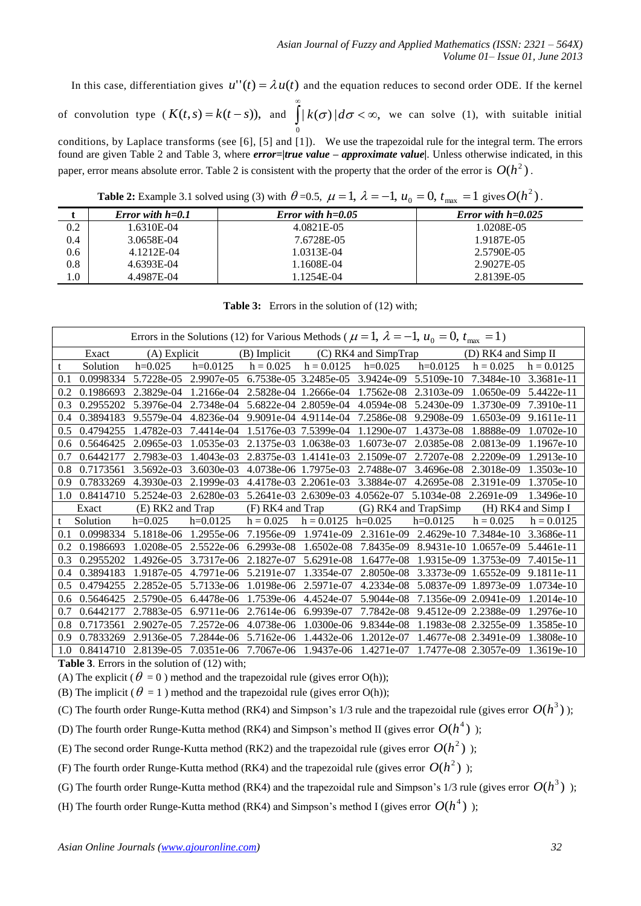In this case, differentiation gives $u''(t) = \lambda u(t)$ and the equation reduces to second order ODE. If the kernel of convolution type ($K(t,s) = k(t-s)$), and $\int_0^\infty |k(\sigma)|d\sigma < \infty$, we can solve (1), with suitable initial conditions, by Laplace transforms (see [6], [5] and [1]). We use the trapezoidal rule for the integral term. The errors found are given Table 2 and Table 3, where ***error=|true value – approximate value|***. Unless otherwise indicated, in this paper, error means absolute error. Table 2 is consistent with the property that the order of the error is $O(h^2)$.

**Table 2:** Example 3.1 solved using (3) with $\theta$=0.5, $\mu = 1$, $\lambda = -1$, $u_0 = 0$, $t_{\max} = 1$ gives $O(h^2)$.

| t | *Error with h=0.1* | *Error with h=0.05* | *Error with h=0.025* |
|---|---|---|---|
| 0.2 | 1.6310E-04 | 4.0821E-05 | 1.0208E-05 |
| 0.4 | 3.0658E-04 | 7.6728E-05 | 1.9187E-05 |
| 0.6 | 4.1212E-04 | 1.0313E-04 | 2.5790E-05 |
| 0.8 | 4.6393E-04 | 1.1608E-04 | 2.9027E-05 |
| 1.0 | 4.4987E-04 | 1.1254E-04 | 2.8139E-05 |

**Table 3:** Errors in the solution of (12) with;

| Errors in the Solutions (12) for Various Methods ($\mu = 1$, $\lambda = -1$, $u_0 = 0$, $t_{\max} = 1$) | | | | | | | | | |
|---|---|---|---|---|---|---|---|---|---|
| | Exact | (A) Explicit | | (B) Implicit | | (C) RK4 and SimpTrap | | (D) RK4 and Simp II | |
| t | Solution | h=0.025 | h=0.0125 | h = 0.025 | h = 0.0125 | h=0.025 | h=0.0125 | h = 0.025 | h = 0.0125 |
| 0.1 | 0.0998334 | 5.7228e-05 | 2.9907e-05 | 6.7538e-05 | 3.2485e-05 | 3.9424e-09 | 5.5109e-10 | 7.3484e-10 | 3.3681e-11 |
| 0.2 | 0.1986693 | 2.3829e-04 | 1.2166e-04 | 2.5828e-04 | 1.2666e-04 | 1.7562e-08 | 2.3103e-09 | 1.0650e-09 | 5.4422e-11 |
| 0.3 | 0.2955202 | 5.3976e-04 | 2.7348e-04 | 5.6822e-04 | 2.8059e-04 | 4.0594e-08 | 5.2430e-09 | 1.3730e-09 | 7.3910e-11 |
| 0.4 | 0.3894183 | 9.5579e-04 | 4.8236e-04 | 9.9091e-04 | 4.9114e-04 | 7.2586e-08 | 9.2908e-09 | 1.6503e-09 | 9.1611e-11 |
| 0.5 | 0.4794255 | 1.4782e-03 | 7.4414e-04 | 1.5176e-03 | 7.5399e-04 | 1.1290e-07 | 1.4373e-08 | 1.8888e-09 | 1.0702e-10 |
| 0.6 | 0.5646425 | 2.0965e-03 | 1.0535e-03 | 2.1375e-03 | 1.0638e-03 | 1.6073e-07 | 2.0385e-08 | 2.0813e-09 | 1.1967e-10 |
| 0.7 | 0.6442177 | 2.7983e-03 | 1.4043e-03 | 2.8375e-03 | 1.4141e-03 | 2.1509e-07 | 2.7207e-08 | 2.2209e-09 | 1.2913e-10 |
| 0.8 | 0.7173561 | 3.5692e-03 | 3.6030e-03 | 4.0738e-06 | 1.7975e-03 | 2.7488e-07 | 3.4696e-08 | 2.3018e-09 | 1.3503e-10 |
| 0.9 | 0.7833269 | 4.3930e-03 | 2.1999e-03 | 4.4178e-03 | 2.2061e-03 | 3.3884e-07 | 4.2695e-08 | 2.3191e-09 | 1.3705e-10 |
| 1.0 | 0.8414710 | 5.2524e-03 | 2.6280e-03 | 5.2641e-03 | 2.6309e-03 | 4.0562e-07 | 5.1034e-08 | 2.2691e-09 | 1.3496e-10 |
| | Exact | (E) RK2 and Trap | | (F) RK4 and Trap | | (G) RK4 and TrapSimp | | (H) RK4 and Simp I | |
| t | Solution | h=0.025 | h=0.0125 | h = 0.025 | h = 0.0125 | h=0.025 | h=0.0125 | h = 0.025 | h = 0.0125 |
| 0.1 | 0.0998334 | 5.1818e-06 | 1.2955e-06 | 7.1956e-09 | 1.9741e-09 | 2.3161e-09 | 2.4629e-10 | 7.3484e-10 | 3.3686e-11 |
| 0.2 | 0.1986693 | 1.0208e-05 | 2.5522e-06 | 6.2993e-08 | 1.6502e-08 | 7.8435e-09 | 8.9431e-10 | 1.0657e-09 | 5.4461e-11 |
| 0.3 | 0.2955202 | 1.4926e-05 | 3.7317e-06 | 2.1827e-07 | 5.6291e-08 | 1.6477e-08 | 1.9315e-09 | 1.3753e-09 | 7.4015e-11 |
| 0.4 | 0.3894183 | 1.9187e-05 | 4.7971e-06 | 5.2191e-07 | 1.3354e-07 | 2.8050e-08 | 3.3373e-09 | 1.6552e-09 | 9.1811e-11 |
| 0.5 | 0.4794255 | 2.2852e-05 | 5.7133e-06 | 1.0198e-06 | 2.5971e-07 | 4.2334e-08 | 5.0837e-09 | 1.8973e-09 | 1.0734e-10 |
| 0.6 | 0.5646425 | 2.5790e-05 | 6.4478e-06 | 1.7539e-06 | 4.4524e-07 | 5.9044e-08 | 7.1356e-09 | 2.0941e-09 | 1.2014e-10 |
| 0.7 | 0.6442177 | 2.7883e-05 | 6.9711e-06 | 2.7614e-06 | 6.9939e-07 | 7.7842e-08 | 9.4512e-09 | 2.2388e-09 | 1.2976e-10 |
| 0.8 | 0.7173561 | 2.9027e-05 | 7.2572e-06 | 4.0738e-06 | 1.0300e-06 | 9.8344e-08 | 1.1983e-08 | 2.3255e-09 | 1.3585e-10 |
| 0.9 | 0.7833269 | 2.9136e-05 | 7.2844e-06 | 5.7162e-06 | 1.4432e-06 | 1.2012e-07 | 1.4677e-08 | 2.3491e-09 | 1.3808e-10 |
| 1.0 | 0.8414710 | 2.8139e-05 | 7.0351e-06 | 7.7067e-06 | 1.9437e-06 | 1.4271e-07 | 1.7477e-08 | 2.3057e-09 | 1.3619e-10 |

**Table 3**. Errors in the solution of (12) with;

(A) The explicit ($\theta = 0$) method and the trapezoidal rule (gives error O(h));

(B) The implicit ($\theta = 1$) method and the trapezoidal rule (gives error O(h));

(C) The fourth order Runge-Kutta method (RK4) and Simpson's 1/3 rule and the trapezoidal rule (gives error $O(h^3)$);

(D) The fourth order Runge-Kutta method (RK4) and Simpson's method II (gives error $O(h^4)$ );

(E) The second order Runge-Kutta method (RK2) and the trapezoidal rule (gives error $O(h^2)$ );

(F) The fourth order Runge-Kutta method (RK4) and the trapezoidal rule (gives error $O(h^2)$ );

(G) The fourth order Runge-Kutta method (RK4) and the trapezoidal rule and Simpson's 1/3 rule (gives error $O(h^3)$ );

(H) The fourth order Runge-Kutta method (RK4) and Simpson's method I (gives error $O(h^4)$ );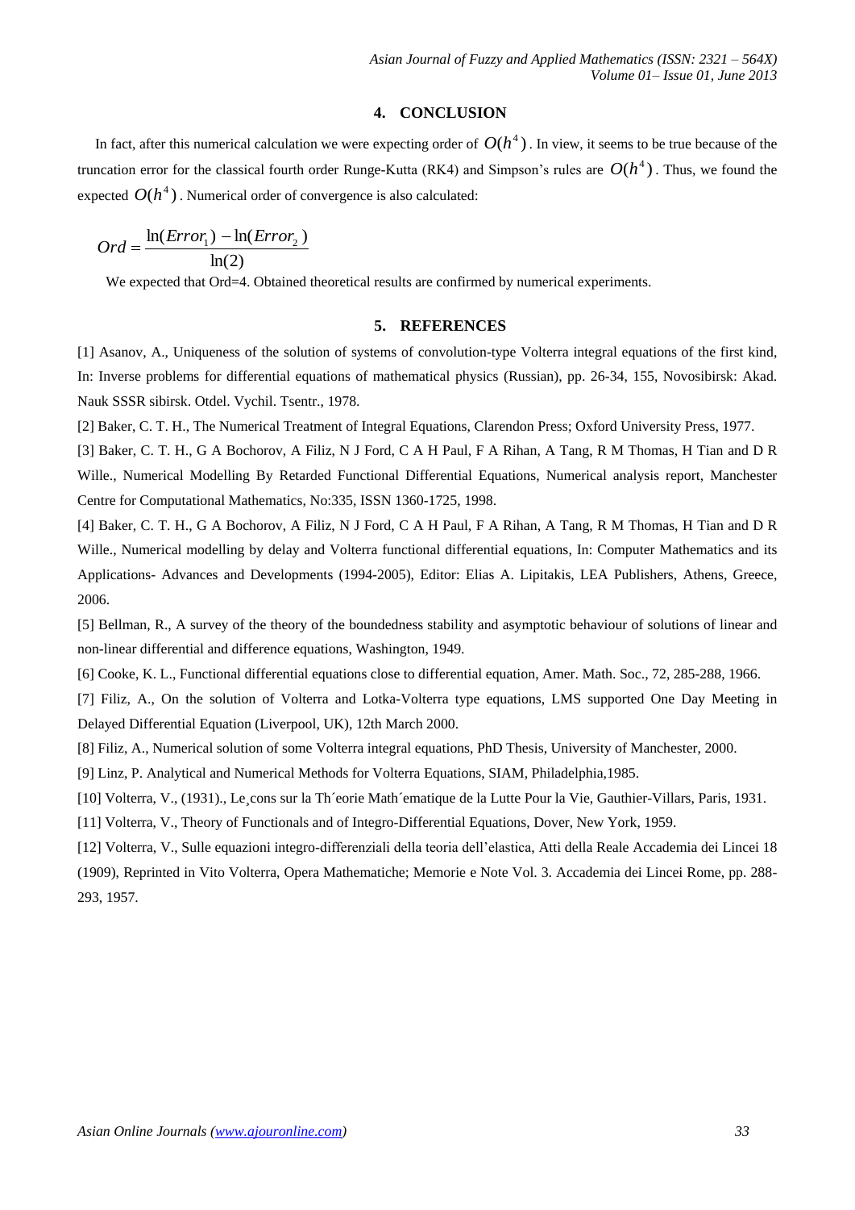## 4. CONCLUSION

In fact, after this numerical calculation we were expecting order of $O(h^4)$. In view, it seems to be true because of the truncation error for the classical fourth order Runge-Kutta (RK4) and Simpson's rules are $O(h^4)$. Thus, we found the expected $O(h^4)$. Numerical order of convergence is also calculated:

$$Ord = \frac{\ln(Error_1) - \ln(Error_2)}{\ln(2)}$$

We expected that Ord=4. Obtained theoretical results are confirmed by numerical experiments.

## 5. REFERENCES

[1] Asanov, A., Uniqueness of the solution of systems of convolution-type Volterra integral equations of the first kind, In: Inverse problems for differential equations of mathematical physics (Russian), pp. 26-34, 155, Novosibirsk: Akad. Nauk SSSR sibirsk. Otdel. Vychil. Tsentr., 1978.

[2] Baker, C. T. H., The Numerical Treatment of Integral Equations, Clarendon Press; Oxford University Press, 1977.

[3] Baker, C. T. H., G A Bochorov, A Filiz, N J Ford, C A H Paul, F A Rihan, A Tang, R M Thomas, H Tian and D R Wille., Numerical Modelling By Retarded Functional Differential Equations, Numerical analysis report, Manchester Centre for Computational Mathematics, No:335, ISSN 1360-1725, 1998.

[4] Baker, C. T. H., G A Bochorov, A Filiz, N J Ford, C A H Paul, F A Rihan, A Tang, R M Thomas, H Tian and D R Wille., Numerical modelling by delay and Volterra functional differential equations, In: Computer Mathematics and its Applications- Advances and Developments (1994-2005), Editor: Elias A. Lipitakis, LEA Publishers, Athens, Greece, 2006.

[5] Bellman, R., A survey of the theory of the boundedness stability and asymptotic behaviour of solutions of linear and non-linear differential and difference equations, Washington, 1949.

[6] Cooke, K. L., Functional differential equations close to differential equation, Amer. Math. Soc., 72, 285-288, 1966.

[7] Filiz, A., On the solution of Volterra and Lotka-Volterra type equations, LMS supported One Day Meeting in Delayed Differential Equation (Liverpool, UK), 12th March 2000.

[8] Filiz, A., Numerical solution of some Volterra integral equations, PhD Thesis, University of Manchester, 2000.

[9] Linz, P. Analytical and Numerical Methods for Volterra Equations, SIAM, Philadelphia,1985.

[10] Volterra, V., (1931)., Le¸cons sur la Th´eorie Math´ematique de la Lutte Pour la Vie, Gauthier-Villars, Paris, 1931.

[11] Volterra, V., Theory of Functionals and of Integro-Differential Equations, Dover, New York, 1959.

[12] Volterra, V., Sulle equazioni integro-differenziali della teoria dell'elastica, Atti della Reale Accademia dei Lincei 18 (1909), Reprinted in Vito Volterra, Opera Mathematiche; Memorie e Note Vol. 3. Accademia dei Lincei Rome, pp. 288-293, 1957.